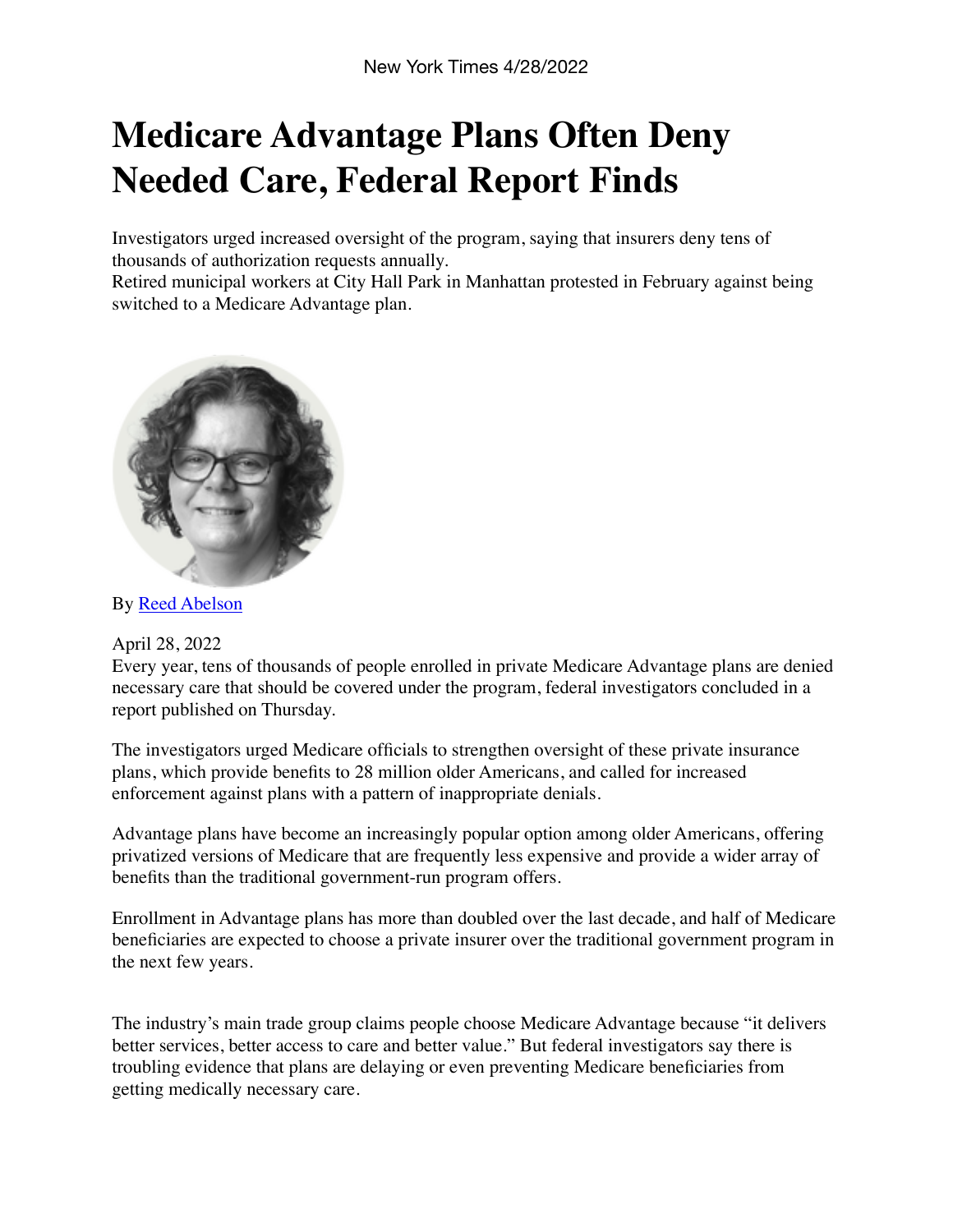New York Times 4/28/2022

# Medicare Advantage Plans Often Deny Needed Care, Federal Report Finds

Investigators urged increased oversight of the program, saying that insurers deny tens of thousands of authorization requests annually.
Retired municipal workers at City Hall Park in Manhattan protested in February against being switched to a Medicare Advantage plan.

By [Reed Abelson]

April 28, 2022
Every year, tens of thousands of people enrolled in private Medicare Advantage plans are denied necessary care that should be covered under the program, federal investigators concluded in a report published on Thursday.

The investigators urged Medicare officials to strengthen oversight of these private insurance plans, which provide benefits to 28 million older Americans, and called for increased enforcement against plans with a pattern of inappropriate denials.

Advantage plans have become an increasingly popular option among older Americans, offering privatized versions of Medicare that are frequently less expensive and provide a wider array of benefits than the traditional government-run program offers.

Enrollment in Advantage plans has more than doubled over the last decade, and half of Medicare beneficiaries are expected to choose a private insurer over the traditional government program in the next few years.

The industry's main trade group claims people choose Medicare Advantage because "it delivers better services, better access to care and better value." But federal investigators say there is troubling evidence that plans are delaying or even preventing Medicare beneficiaries from getting medically necessary care.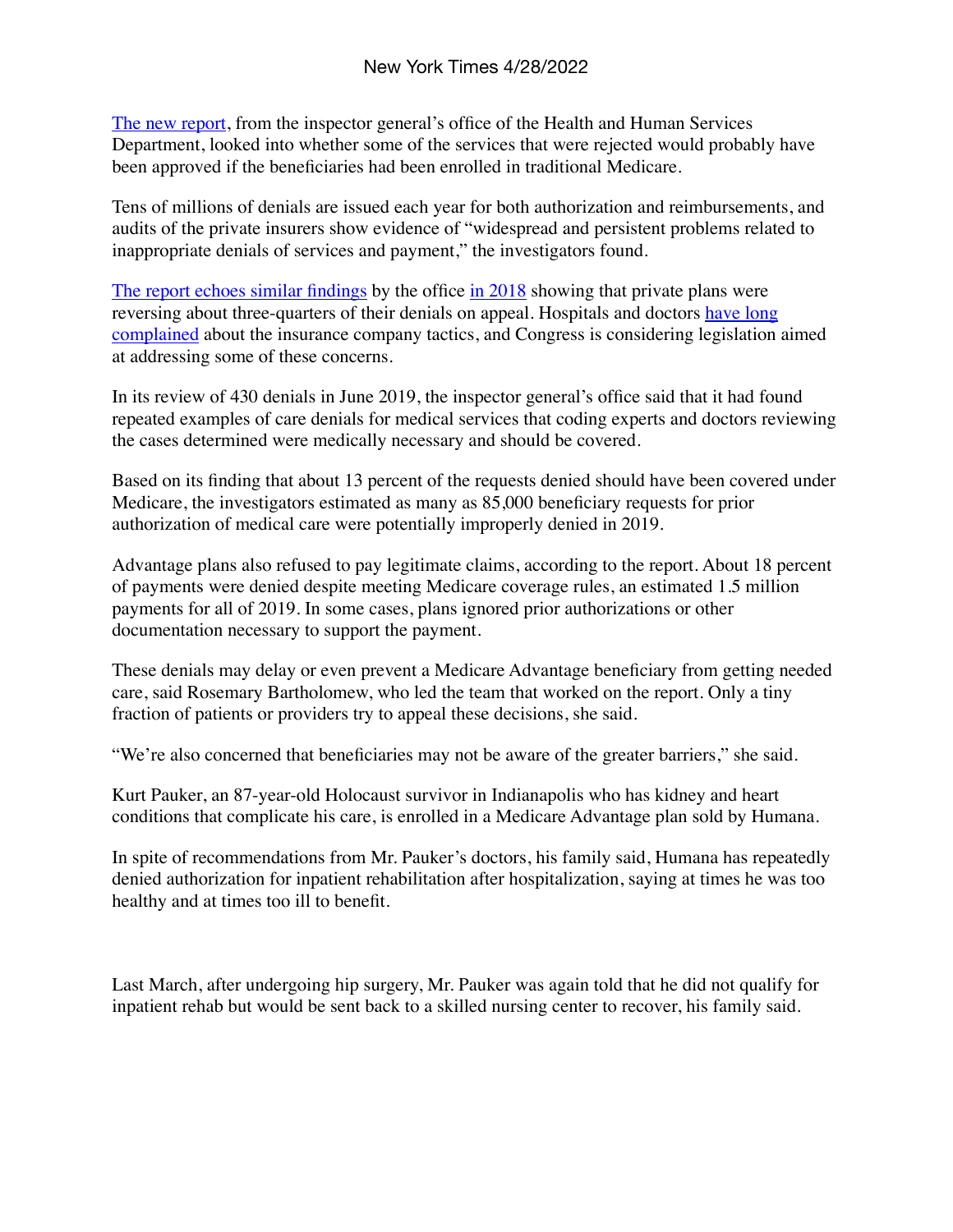[The new report](), from the inspector general's office of the Health and Human Services Department, looked into whether some of the services that were rejected would probably have been approved if the beneficiaries had been enrolled in traditional Medicare.

Tens of millions of denials are issued each year for both authorization and reimbursements, and audits of the private insurers show evidence of "widespread and persistent problems related to inappropriate denials of services and payment," the investigators found.

[The report echoes similar findings]() by the office [in 2018]() showing that private plans were reversing about three-quarters of their denials on appeal. Hospitals and doctors [have long complained]() about the insurance company tactics, and Congress is considering legislation aimed at addressing some of these concerns.

In its review of 430 denials in June 2019, the inspector general's office said that it had found repeated examples of care denials for medical services that coding experts and doctors reviewing the cases determined were medically necessary and should be covered.

Based on its finding that about 13 percent of the requests denied should have been covered under Medicare, the investigators estimated as many as 85,000 beneficiary requests for prior authorization of medical care were potentially improperly denied in 2019.

Advantage plans also refused to pay legitimate claims, according to the report. About 18 percent of payments were denied despite meeting Medicare coverage rules, an estimated 1.5 million payments for all of 2019. In some cases, plans ignored prior authorizations or other documentation necessary to support the payment.

These denials may delay or even prevent a Medicare Advantage beneficiary from getting needed care, said Rosemary Bartholomew, who led the team that worked on the report. Only a tiny fraction of patients or providers try to appeal these decisions, she said.

"We're also concerned that beneficiaries may not be aware of the greater barriers," she said.

Kurt Pauker, an 87-year-old Holocaust survivor in Indianapolis who has kidney and heart conditions that complicate his care, is enrolled in a Medicare Advantage plan sold by Humana.

In spite of recommendations from Mr. Pauker's doctors, his family said, Humana has repeatedly denied authorization for inpatient rehabilitation after hospitalization, saying at times he was too healthy and at times too ill to benefit.

Last March, after undergoing hip surgery, Mr. Pauker was again told that he did not qualify for inpatient rehab but would be sent back to a skilled nursing center to recover, his family said.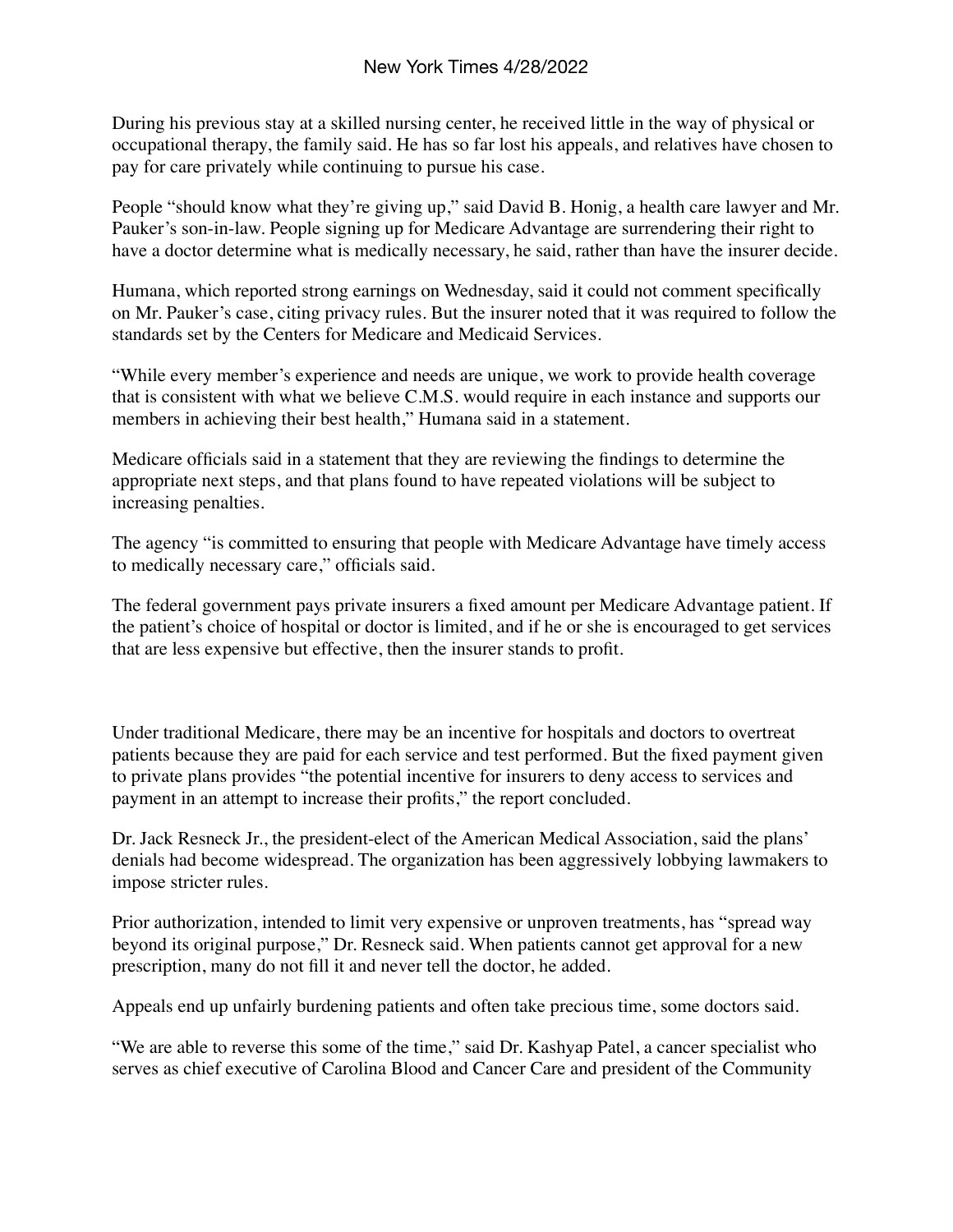During his previous stay at a skilled nursing center, he received little in the way of physical or occupational therapy, the family said. He has so far lost his appeals, and relatives have chosen to pay for care privately while continuing to pursue his case.

People "should know what they're giving up," said David B. Honig, a health care lawyer and Mr. Pauker's son-in-law. People signing up for Medicare Advantage are surrendering their right to have a doctor determine what is medically necessary, he said, rather than have the insurer decide.

Humana, which reported strong earnings on Wednesday, said it could not comment specifically on Mr. Pauker's case, citing privacy rules. But the insurer noted that it was required to follow the standards set by the Centers for Medicare and Medicaid Services.

"While every member's experience and needs are unique, we work to provide health coverage that is consistent with what we believe C.M.S. would require in each instance and supports our members in achieving their best health," Humana said in a statement.

Medicare officials said in a statement that they are reviewing the findings to determine the appropriate next steps, and that plans found to have repeated violations will be subject to increasing penalties.

The agency "is committed to ensuring that people with Medicare Advantage have timely access to medically necessary care," officials said.

The federal government pays private insurers a fixed amount per Medicare Advantage patient. If the patient's choice of hospital or doctor is limited, and if he or she is encouraged to get services that are less expensive but effective, then the insurer stands to profit.

Under traditional Medicare, there may be an incentive for hospitals and doctors to overtreat patients because they are paid for each service and test performed. But the fixed payment given to private plans provides "the potential incentive for insurers to deny access to services and payment in an attempt to increase their profits," the report concluded.

Dr. Jack Resneck Jr., the president-elect of the American Medical Association, said the plans' denials had become widespread. The organization has been aggressively lobbying lawmakers to impose stricter rules.

Prior authorization, intended to limit very expensive or unproven treatments, has "spread way beyond its original purpose," Dr. Resneck said. When patients cannot get approval for a new prescription, many do not fill it and never tell the doctor, he added.

Appeals end up unfairly burdening patients and often take precious time, some doctors said.

"We are able to reverse this some of the time," said Dr. Kashyap Patel, a cancer specialist who serves as chief executive of Carolina Blood and Cancer Care and president of the Community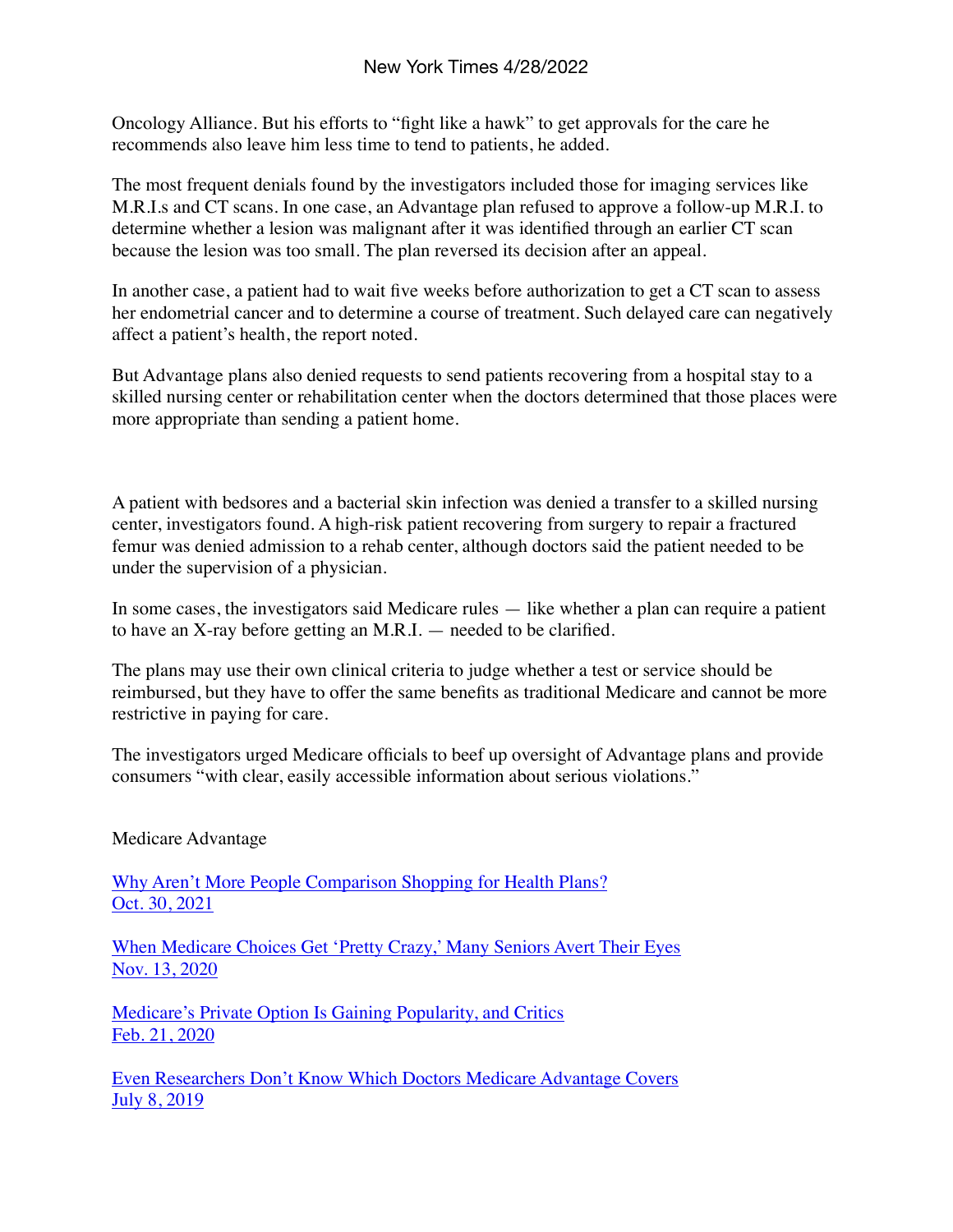Oncology Alliance. But his efforts to "fight like a hawk" to get approvals for the care he recommends also leave him less time to tend to patients, he added.

The most frequent denials found by the investigators included those for imaging services like M.R.I.s and CT scans. In one case, an Advantage plan refused to approve a follow-up M.R.I. to determine whether a lesion was malignant after it was identified through an earlier CT scan because the lesion was too small. The plan reversed its decision after an appeal.

In another case, a patient had to wait five weeks before authorization to get a CT scan to assess her endometrial cancer and to determine a course of treatment. Such delayed care can negatively affect a patient's health, the report noted.

But Advantage plans also denied requests to send patients recovering from a hospital stay to a skilled nursing center or rehabilitation center when the doctors determined that those places were more appropriate than sending a patient home.

A patient with bedsores and a bacterial skin infection was denied a transfer to a skilled nursing center, investigators found. A high-risk patient recovering from surgery to repair a fractured femur was denied admission to a rehab center, although doctors said the patient needed to be under the supervision of a physician.

In some cases, the investigators said Medicare rules — like whether a plan can require a patient to have an X-ray before getting an M.R.I. — needed to be clarified.

The plans may use their own clinical criteria to judge whether a test or service should be reimbursed, but they have to offer the same benefits as traditional Medicare and cannot be more restrictive in paying for care.

The investigators urged Medicare officials to beef up oversight of Advantage plans and provide consumers "with clear, easily accessible information about serious violations."

Medicare Advantage

Why Aren't More People Comparison Shopping for Health Plans?
Oct. 30, 2021

When Medicare Choices Get 'Pretty Crazy,' Many Seniors Avert Their Eyes
Nov. 13, 2020

Medicare's Private Option Is Gaining Popularity, and Critics
Feb. 21, 2020

Even Researchers Don't Know Which Doctors Medicare Advantage Covers
July 8, 2019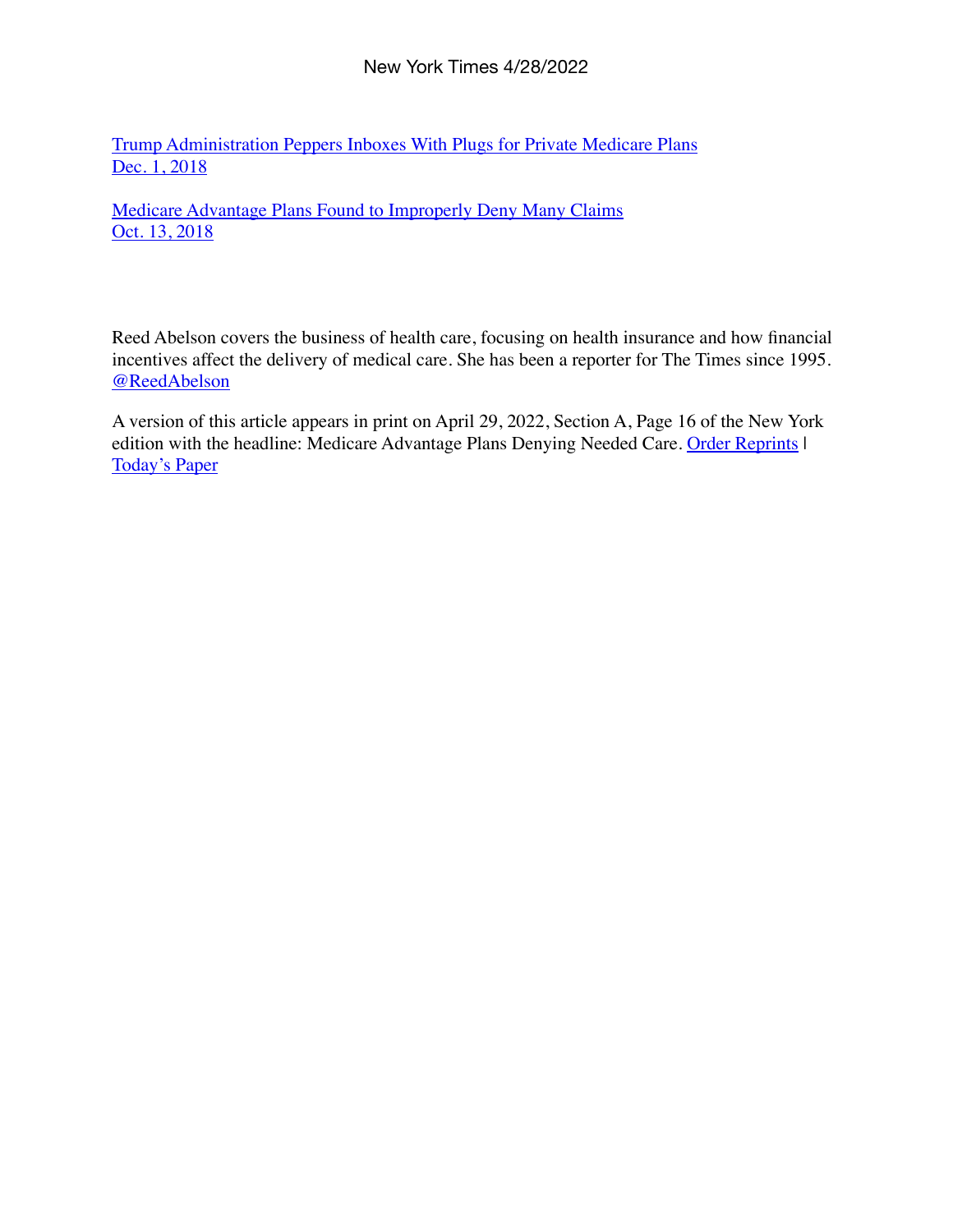[Trump Administration Peppers Inboxes With Plugs for Private Medicare Plans](#)
[Dec. 1, 2018](#)

[Medicare Advantage Plans Found to Improperly Deny Many Claims](#)
[Oct. 13, 2018](#)

Reed Abelson covers the business of health care, focusing on health insurance and how financial incentives affect the delivery of medical care. She has been a reporter for The Times since 1995. [@ReedAbelson](#)

A version of this article appears in print on April 29, 2022, Section A, Page 16 of the New York edition with the headline: Medicare Advantage Plans Denying Needed Care. [Order Reprints](#) | [Today's Paper](#)